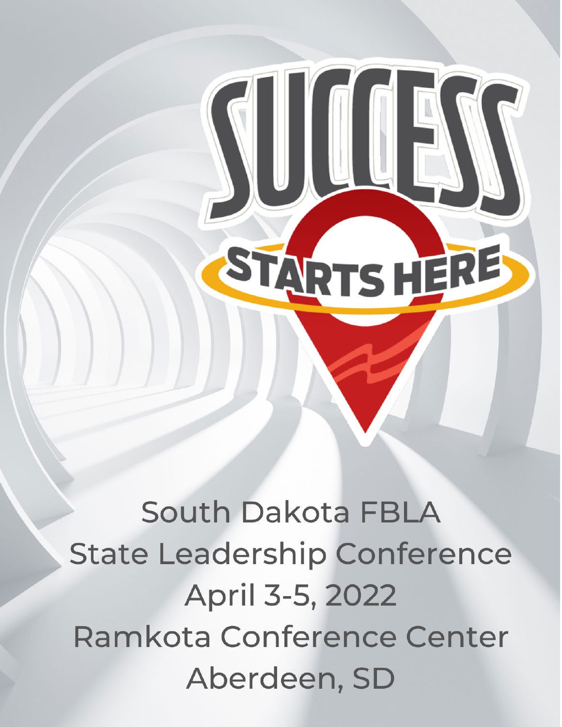# SUCCESS STARTS HERE

South Dakota FBLA
State Leadership Conference
April 3-5, 2022
Ramkota Conference Center
Aberdeen, SD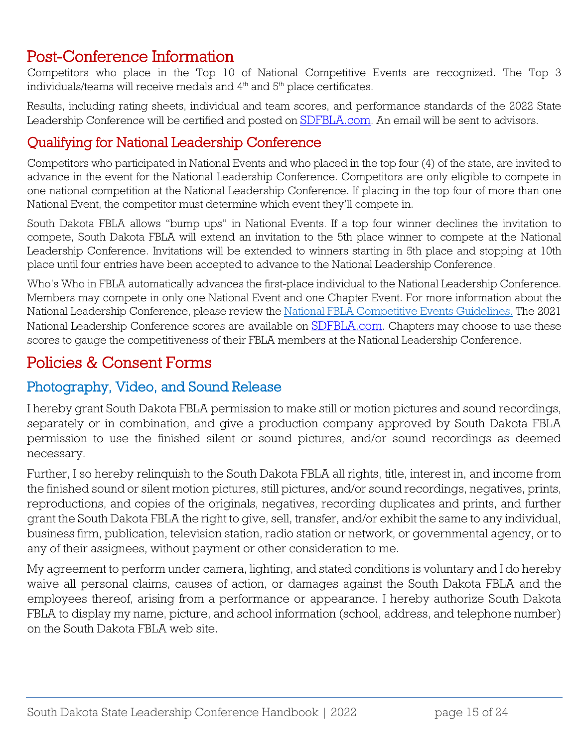## Post-Conference Information

Competitors who place in the Top 10 of National Competitive Events are recognized. The Top 3 individuals/teams will receive medals and 4th and 5th place certificates.

Results, including rating sheets, individual and team scores, and performance standards of the 2022 State Leadership Conference will be certified and posted on [SDFBLA.com](SDFBLA.com). An email will be sent to advisors.

## Qualifying for National Leadership Conference

Competitors who participated in National Events and who placed in the top four (4) of the state, are invited to advance in the event for the National Leadership Conference. Competitors are only eligible to compete in one national competition at the National Leadership Conference. If placing in the top four of more than one National Event, the competitor must determine which event they'll compete in.

South Dakota FBLA allows "bump ups" in National Events. If a top four winner declines the invitation to compete, South Dakota FBLA will extend an invitation to the 5th place winner to compete at the National Leadership Conference. Invitations will be extended to winners starting in 5th place and stopping at 10th place until four entries have been accepted to advance to the National Leadership Conference.

Who's Who in FBLA automatically advances the first-place individual to the National Leadership Conference. Members may compete in only one National Event and one Chapter Event. For more information about the National Leadership Conference, please review the National FBLA Competitive Events Guidelines. The 2021 National Leadership Conference scores are available on [SDFBLA.com](SDFBLA.com). Chapters may choose to use these scores to gauge the competitiveness of their FBLA members at the National Leadership Conference.

# Policies & Consent Forms

### Photography, Video, and Sound Release

I hereby grant South Dakota FBLA permission to make still or motion pictures and sound recordings, separately or in combination, and give a production company approved by South Dakota FBLA permission to use the finished silent or sound pictures, and/or sound recordings as deemed necessary.

Further, I so hereby relinquish to the South Dakota FBLA all rights, title, interest in, and income from the finished sound or silent motion pictures, still pictures, and/or sound recordings, negatives, prints, reproductions, and copies of the originals, negatives, recording duplicates and prints, and further grant the South Dakota FBLA the right to give, sell, transfer, and/or exhibit the same to any individual, business firm, publication, television station, radio station or network, or governmental agency, or to any of their assignees, without payment or other consideration to me.

My agreement to perform under camera, lighting, and stated conditions is voluntary and I do hereby waive all personal claims, causes of action, or damages against the South Dakota FBLA and the employees thereof, arising from a performance or appearance. I hereby authorize South Dakota FBLA to display my name, picture, and school information (school, address, and telephone number) on the South Dakota FBLA web site.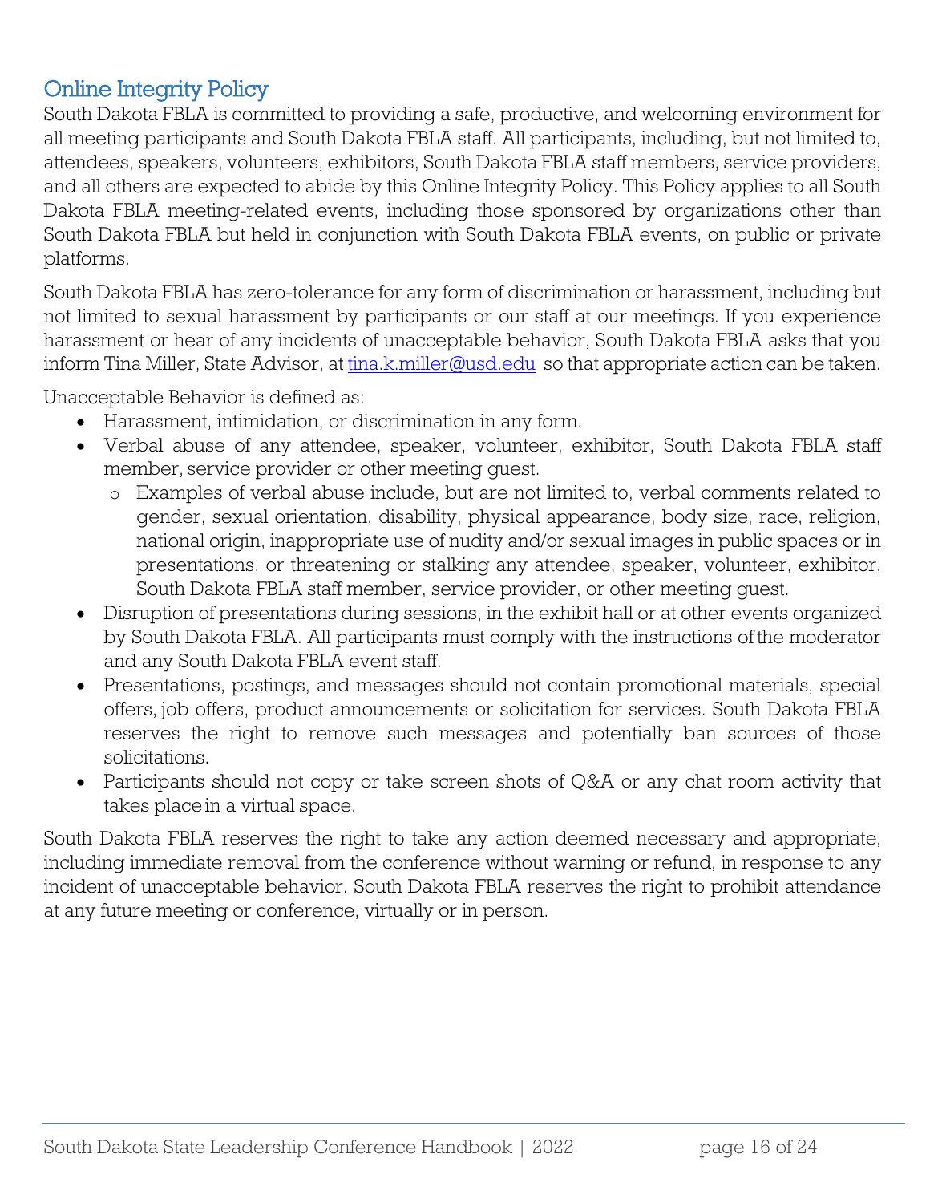## Online Integrity Policy

South Dakota FBLA is committed to providing a safe, productive, and welcoming environment for all meeting participants and South Dakota FBLA staff. All participants, including, but not limited to, attendees, speakers, volunteers, exhibitors, South Dakota FBLA staff members, service providers, and all others are expected to abide by this Online Integrity Policy. This Policy applies to all South Dakota FBLA meeting-related events, including those sponsored by organizations other than South Dakota FBLA but held in conjunction with South Dakota FBLA events, on public or private platforms.

South Dakota FBLA has zero-tolerance for any form of discrimination or harassment, including but not limited to sexual harassment by participants or our staff at our meetings. If you experience harassment or hear of any incidents of unacceptable behavior, South Dakota FBLA asks that you inform Tina Miller, State Advisor, at [tina.k.miller@usd.edu](mailto:tina.k.miller@usd.edu) so that appropriate action can be taken.

Unacceptable Behavior is defined as:

- Harassment, intimidation, or discrimination in any form.
- Verbal abuse of any attendee, speaker, volunteer, exhibitor, South Dakota FBLA staff member, service provider or other meeting guest.
  - Examples of verbal abuse include, but are not limited to, verbal comments related to gender, sexual orientation, disability, physical appearance, body size, race, religion, national origin, inappropriate use of nudity and/or sexual images in public spaces or in presentations, or threatening or stalking any attendee, speaker, volunteer, exhibitor, South Dakota FBLA staff member, service provider, or other meeting guest.
- Disruption of presentations during sessions, in the exhibit hall or at other events organized by South Dakota FBLA. All participants must comply with the instructions of the moderator and any South Dakota FBLA event staff.
- Presentations, postings, and messages should not contain promotional materials, special offers, job offers, product announcements or solicitation for services. South Dakota FBLA reserves the right to remove such messages and potentially ban sources of those solicitations.
- Participants should not copy or take screen shots of Q&A or any chat room activity that takes place in a virtual space.

South Dakota FBLA reserves the right to take any action deemed necessary and appropriate, including immediate removal from the conference without warning or refund, in response to any incident of unacceptable behavior. South Dakota FBLA reserves the right to prohibit attendance at any future meeting or conference, virtually or in person.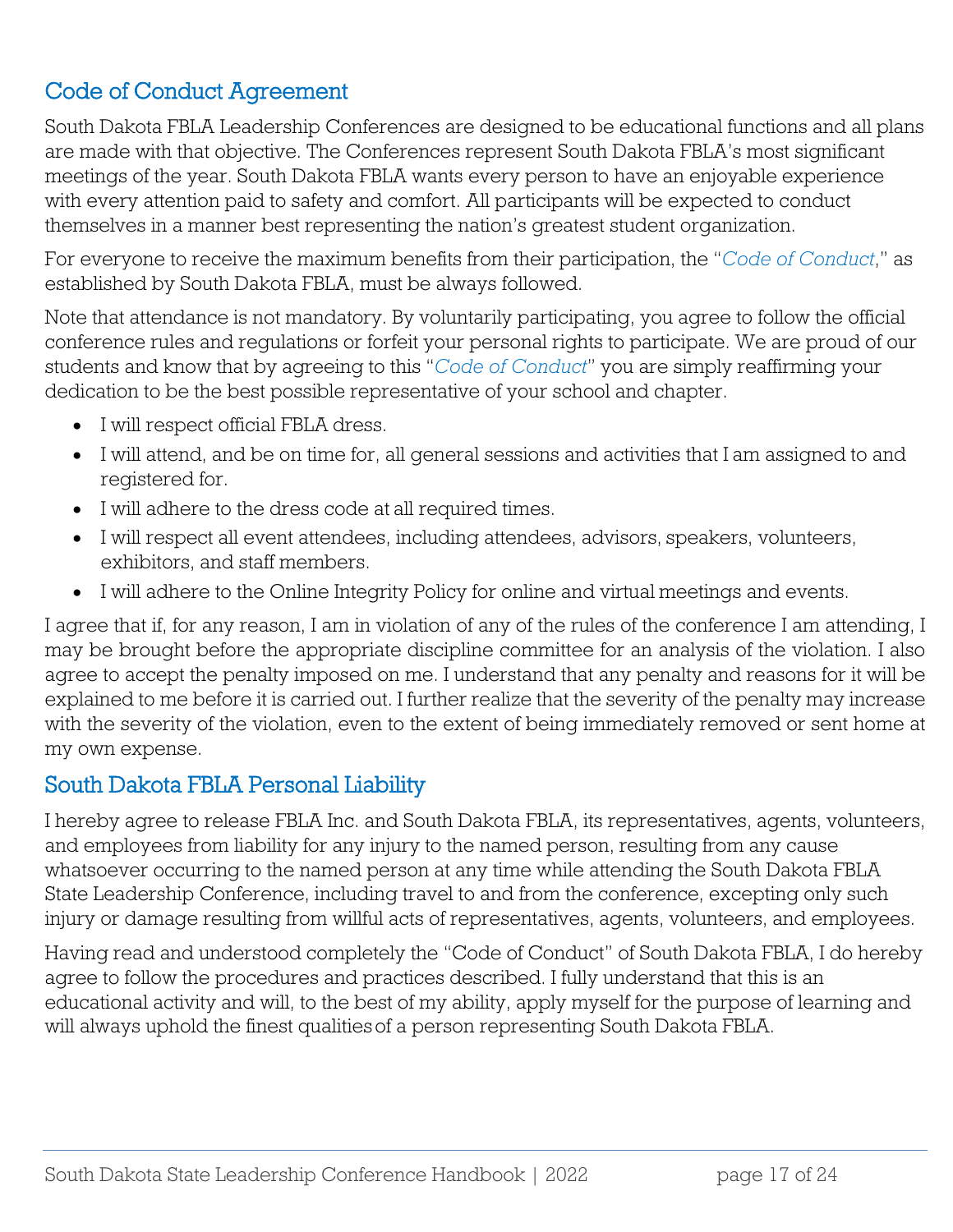## Code of Conduct Agreement

South Dakota FBLA Leadership Conferences are designed to be educational functions and all plans are made with that objective. The Conferences represent South Dakota FBLA's most significant meetings of the year. South Dakota FBLA wants every person to have an enjoyable experience with every attention paid to safety and comfort. All participants will be expected to conduct themselves in a manner best representing the nation's greatest student organization.

For everyone to receive the maximum benefits from their participation, the "*Code of Conduct*," as established by South Dakota FBLA, must be always followed.

Note that attendance is not mandatory. By voluntarily participating, you agree to follow the official conference rules and regulations or forfeit your personal rights to participate. We are proud of our students and know that by agreeing to this "*Code of Conduct*" you are simply reaffirming your dedication to be the best possible representative of your school and chapter.

- I will respect official FBLA dress.
- I will attend, and be on time for, all general sessions and activities that I am assigned to and registered for.
- I will adhere to the dress code at all required times.
- I will respect all event attendees, including attendees, advisors, speakers, volunteers, exhibitors, and staff members.
- I will adhere to the Online Integrity Policy for online and virtual meetings and events.

I agree that if, for any reason, I am in violation of any of the rules of the conference I am attending, I may be brought before the appropriate discipline committee for an analysis of the violation. I also agree to accept the penalty imposed on me. I understand that any penalty and reasons for it will be explained to me before it is carried out. I further realize that the severity of the penalty may increase with the severity of the violation, even to the extent of being immediately removed or sent home at my own expense.

## South Dakota FBLA Personal Liability

I hereby agree to release FBLA Inc. and South Dakota FBLA, its representatives, agents, volunteers, and employees from liability for any injury to the named person, resulting from any cause whatsoever occurring to the named person at any time while attending the South Dakota FBLA State Leadership Conference, including travel to and from the conference, excepting only such injury or damage resulting from willful acts of representatives, agents, volunteers, and employees.

Having read and understood completely the "Code of Conduct" of South Dakota FBLA, I do hereby agree to follow the procedures and practices described. I fully understand that this is an educational activity and will, to the best of my ability, apply myself for the purpose of learning and will always uphold the finest qualities of a person representing South Dakota FBLA.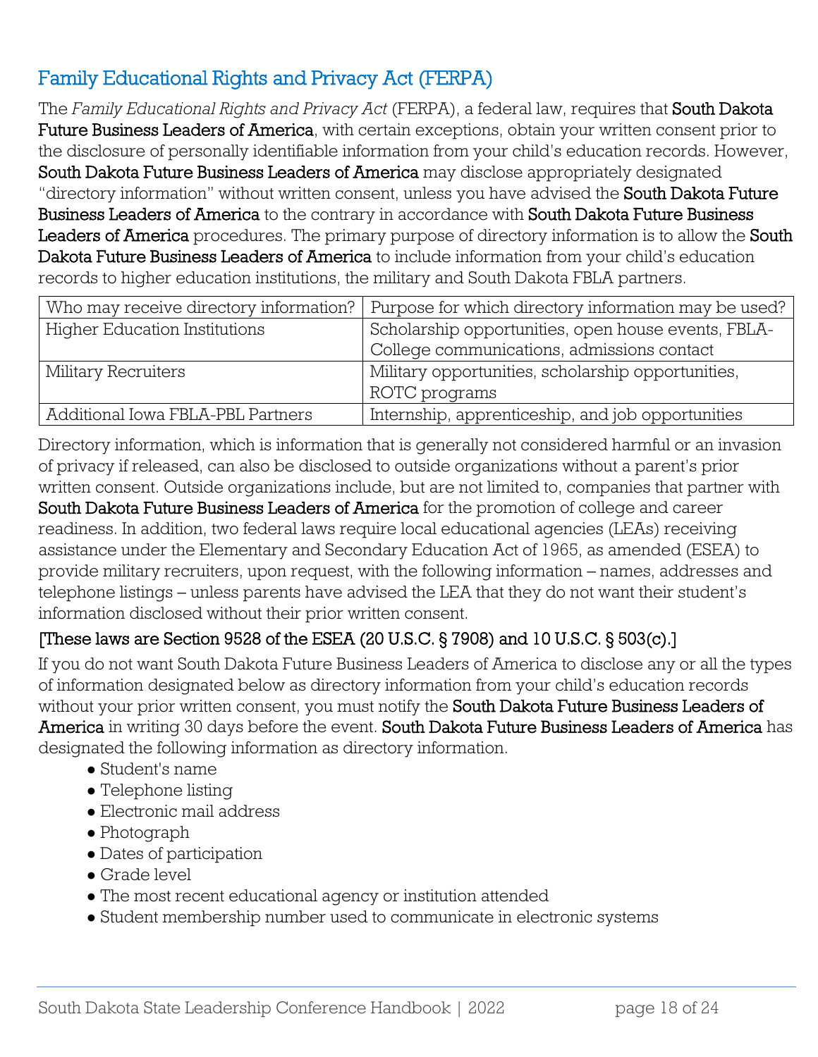## Family Educational Rights and Privacy Act (FERPA)

The *Family Educational Rights and Privacy Act* (FERPA), a federal law, requires that **South Dakota Future Business Leaders of America**, with certain exceptions, obtain your written consent prior to the disclosure of personally identifiable information from your child's education records. However, **South Dakota Future Business Leaders of America** may disclose appropriately designated "directory information" without written consent, unless you have advised the **South Dakota Future Business Leaders of America** to the contrary in accordance with **South Dakota Future Business Leaders of America** procedures. The primary purpose of directory information is to allow the **South Dakota Future Business Leaders of America** to include information from your child's education records to higher education institutions, the military and South Dakota FBLA partners.

| Who may receive directory information? | Purpose for which directory information may be used? |
| --- | --- |
| Higher Education Institutions | Scholarship opportunities, open house events, FBLA-College communications, admissions contact |
| Military Recruiters | Military opportunities, scholarship opportunities, ROTC programs |
| Additional Iowa FBLA-PBL Partners | Internship, apprenticeship, and job opportunities |

Directory information, which is information that is generally not considered harmful or an invasion of privacy if released, can also be disclosed to outside organizations without a parent's prior written consent. Outside organizations include, but are not limited to, companies that partner with **South Dakota Future Business Leaders of America** for the promotion of college and career readiness. In addition, two federal laws require local educational agencies (LEAs) receiving assistance under the Elementary and Secondary Education Act of 1965, as amended (ESEA) to provide military recruiters, upon request, with the following information – names, addresses and telephone listings – unless parents have advised the LEA that they do not want their student's information disclosed without their prior written consent.

**[These laws are Section 9528 of the ESEA (20 U.S.C. § 7908) and 10 U.S.C. § 503(c).]**

If you do not want South Dakota Future Business Leaders of America to disclose any or all the types of information designated below as directory information from your child's education records without your prior written consent, you must notify the **South Dakota Future Business Leaders of America** in writing 30 days before the event. **South Dakota Future Business Leaders of America** has designated the following information as directory information.

- Student's name
- Telephone listing
- Electronic mail address
- Photograph
- Dates of participation
- Grade level
- The most recent educational agency or institution attended
- Student membership number used to communicate in electronic systems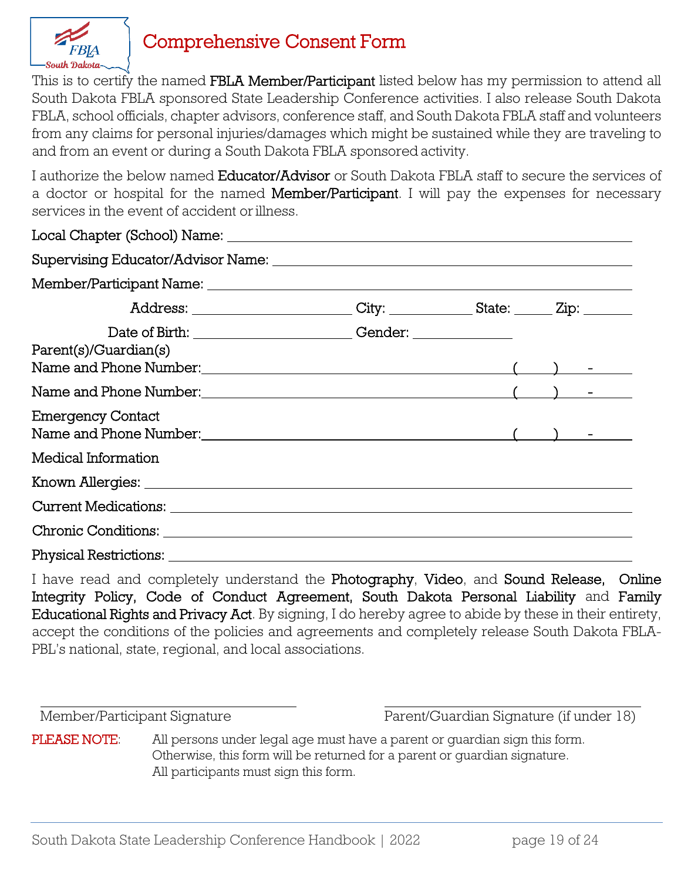# Comprehensive Consent Form

This is to certify the named **FBLA Member/Participant** listed below has my permission to attend all South Dakota FBLA sponsored State Leadership Conference activities. I also release South Dakota FBLA, school officials, chapter advisors, conference staff, and South Dakota FBLA staff and volunteers from any claims for personal injuries/damages which might be sustained while they are traveling to and from an event or during a South Dakota FBLA sponsored activity.

I authorize the below named **Educator/Advisor** or South Dakota FBLA staff to secure the services of a doctor or hospital for the named **Member/Participant**. I will pay the expenses for necessary services in the event of accident or illness.

Local Chapter (School) Name: ______________________________

Supervising Educator/Advisor Name: ______________________________

Member/Participant Name: ______________________________

Address: ____________ City: ________ State: _____ Zip: ______

Date of Birth: ____________ Gender: ________

Parent(s)/Guardian(s)
Name and Phone Number: ______________________ (    )    -

Name and Phone Number: ______________________ (    )    -

Emergency Contact
Name and Phone Number: ______________________ (    )    -

Medical Information

Known Allergies: ______________________________

Current Medications: ______________________________

Chronic Conditions: ______________________________

Physical Restrictions: ______________________________

I have read and completely understand the **Photography**, **Video**, and **Sound Release, Online Integrity Policy, Code of Conduct Agreement, South Dakota Personal Liability** and **Family Educational Rights and Privacy Act**. By signing, I do hereby agree to abide by these in their entirety, accept the conditions of the policies and agreements and completely release South Dakota FBLA-PBL's national, state, regional, and local associations.

______________________________ Member/Participant Signature

______________________________ Parent/Guardian Signature (if under 18)

PLEASE NOTE: All persons under legal age must have a parent or guardian sign this form. Otherwise, this form will be returned for a parent or guardian signature. All participants must sign this form.